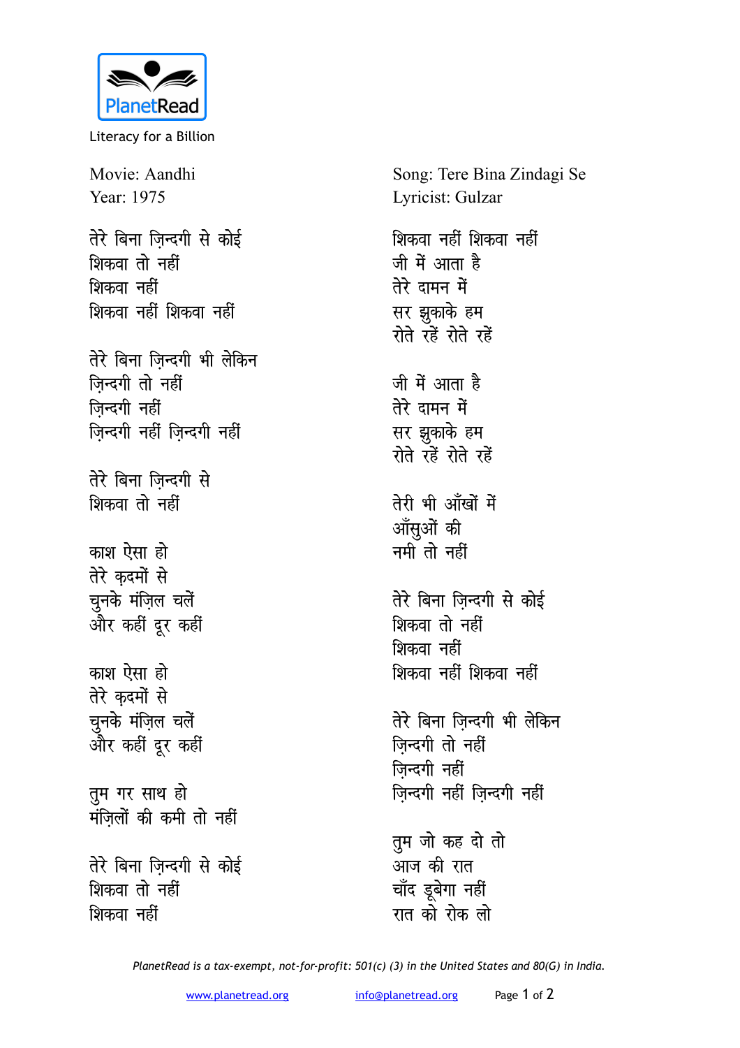PlanetRead

Literacy for a Billion

Movie: Aandhi
Year: 1975

Song: Tere Bina Zindagi Se
Lyricist: Gulzar

तेरे बिना ज़िन्दगी से कोई
शिकवा तो नहीं
शिकवा नहीं
शिकवा नहीं शिकवा नहीं

तेरे बिना ज़िन्दगी भी लेकिन
ज़िन्दगी तो नहीं
ज़िन्दगी नहीं
ज़िन्दगी नहीं ज़िन्दगी नहीं

तेरे बिना ज़िन्दगी से
शिकवा तो नहीं

काश ऐसा हो
तेरे क़दमों से
चुनके मंज़िल चलें
और कहीं दूर कहीं

काश ऐसा हो
तेरे क़दमों से
चुनके मंज़िल चलें
और कहीं दूर कहीं

तुम गर साथ हो
मंज़िलों की कमी तो नहीं

तेरे बिना ज़िन्दगी से कोई
शिकवा तो नहीं
शिकवा नहीं

शिकवा नहीं शिकवा नहीं
जी में आता है
तेरे दामन में
सर झुकाके हम
रोते रहें रोते रहें

जी में आता है
तेरे दामन में
सर झुकाके हम
रोते रहें रोते रहें

तेरी भी आँखों में
आँसुओं की
नमी तो नहीं

तेरे बिना ज़िन्दगी से कोई
शिकवा तो नहीं
शिकवा नहीं
शिकवा नहीं शिकवा नहीं

तेरे बिना ज़िन्दगी भी लेकिन
ज़िन्दगी तो नहीं
ज़िन्दगी नहीं
ज़िन्दगी नहीं ज़िन्दगी नहीं

तुम जो कह दो तो
आज की रात
चाँद डूबेगा नहीं
रात को रोक लो

*PlanetRead is a tax-exempt, not-for-profit: 501(c) (3) in the United States and 80(G) in India.*

www.planetread.org info@planetread.org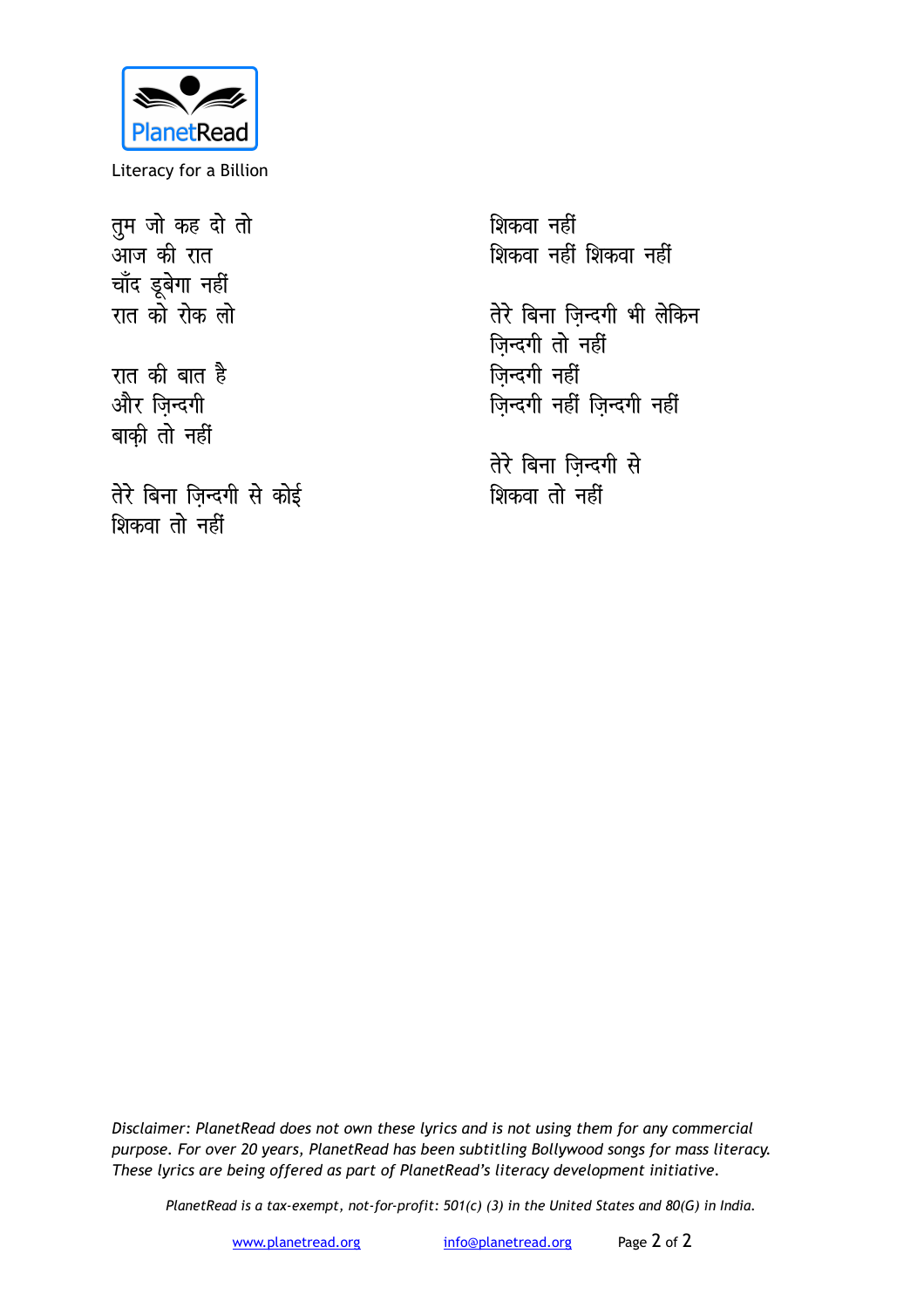PlanetRead

Literacy for a Billion

तुम जो कह दो तो
आज की रात
चाँद डूबेगा नहीं
रात को रोक लो

रात की बात है
और ज़िन्दगी
बाक़ी तो नहीं

तेरे बिना ज़िन्दगी से कोई
शिकवा तो नहीं

शिकवा नहीं
शिकवा नहीं शिकवा नहीं

तेरे बिना ज़िन्दगी भी लेकिन
ज़िन्दगी तो नहीं
ज़िन्दगी नहीं
ज़िन्दगी नहीं ज़िन्दगी नहीं

तेरे बिना ज़िन्दगी से
शिकवा तो नहीं

*Disclaimer: PlanetRead does not own these lyrics and is not using them for any commercial purpose. For over 20 years, PlanetRead has been subtitling Bollywood songs for mass literacy. These lyrics are being offered as part of PlanetRead's literacy development initiative.*

*PlanetRead is a tax-exempt, not-for-profit: 501(c) (3) in the United States and 80(G) in India.*

www.planetread.org info@planetread.org